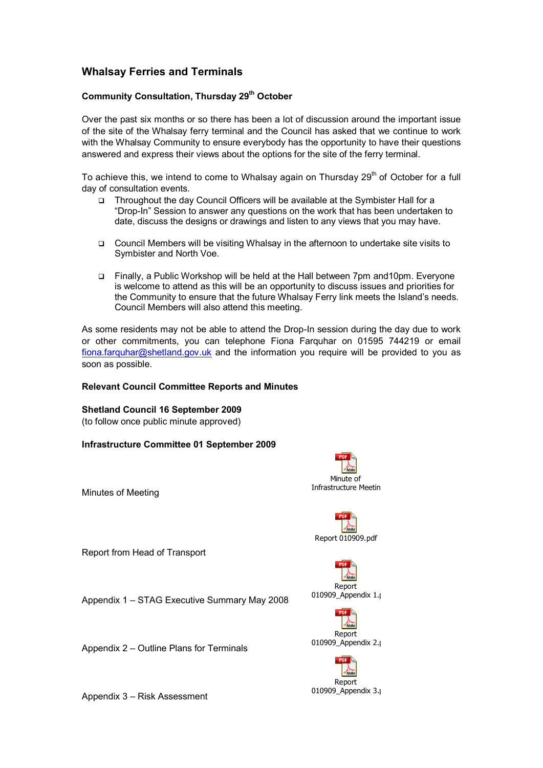# Whalsay Ferries and Terminals

### Community Consultation, Thursday 29th October

Over the past six months or so there has been a lot of discussion around the important issue of the site of the Whalsay ferry terminal and the Council has asked that we continue to work with the Whalsay Community to ensure everybody has the opportunity to have their questions answered and express their views about the options for the site of the ferry terminal.

To achieve this, we intend to come to Whalsay again on Thursday 29th of October for a full day of consultation events.

- Throughout the day Council Officers will be available at the Symbister Hall for a "Drop-In" Session to answer any questions on the work that has been undertaken to date, discuss the designs or drawings and listen to any views that you may have.
- Council Members will be visiting Whalsay in the afternoon to undertake site visits to Symbister and North Voe.
- Finally, a Public Workshop will be held at the Hall between 7pm and10pm. Everyone is welcome to attend as this will be an opportunity to discuss issues and priorities for the Community to ensure that the future Whalsay Ferry link meets the Island's needs. Council Members will also attend this meeting.

As some residents may not be able to attend the Drop-In session during the day due to work or other commitments, you can telephone Fiona Farquhar on 01595 744219 or email fiona.farquhar@shetland.gov.uk and the information you require will be provided to you as soon as possible.

### Relevant Council Committee Reports and Minutes

**Shetland Council 16 September 2009**
(to follow once public minute approved)

**Infrastructure Committee 01 September 2009**

| | |
|---|---|
| Minutes of Meeting | Minute of Infrastructure Meetin |
| Report from Head of Transport | Report 010909.pdf |
| Appendix 1 – STAG Executive Summary May 2008 | Report 010909_Appendix 1.| |
| Appendix 2 – Outline Plans for Terminals | Report 010909_Appendix 2.| |
| Appendix 3 – Risk Assessment | Report 010909_Appendix 3.| |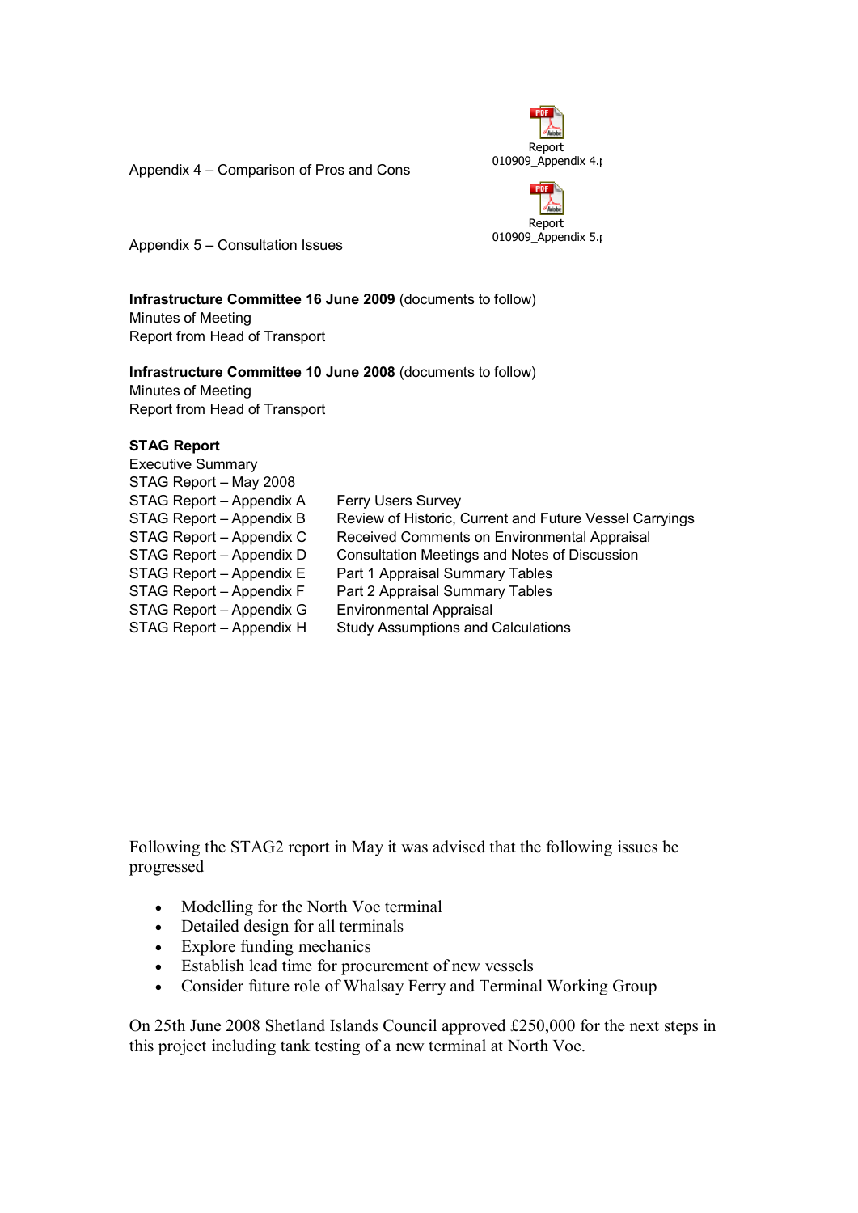Appendix 4 – Comparison of Pros and Cons

Report
010909_Appendix 4.

Appendix 5 – Consultation Issues

Report
010909_Appendix 5.

**Infrastructure Committee 16 June 2009** (documents to follow)
Minutes of Meeting
Report from Head of Transport

**Infrastructure Committee 10 June 2008** (documents to follow)
Minutes of Meeting
Report from Head of Transport

**STAG Report**
Executive Summary
STAG Report – May 2008

| | |
|---|---|
| STAG Report – Appendix A | Ferry Users Survey |
| STAG Report – Appendix B | Review of Historic, Current and Future Vessel Carryings |
| STAG Report – Appendix C | Received Comments on Environmental Appraisal |
| STAG Report – Appendix D | Consultation Meetings and Notes of Discussion |
| STAG Report – Appendix E | Part 1 Appraisal Summary Tables |
| STAG Report – Appendix F | Part 2 Appraisal Summary Tables |
| STAG Report – Appendix G | Environmental Appraisal |
| STAG Report – Appendix H | Study Assumptions and Calculations |

Following the STAG2 report in May it was advised that the following issues be progressed

- Modelling for the North Voe terminal
- Detailed design for all terminals
- Explore funding mechanics
- Establish lead time for procurement of new vessels
- Consider future role of Whalsay Ferry and Terminal Working Group

On 25th June 2008 Shetland Islands Council approved £250,000 for the next steps in this project including tank testing of a new terminal at North Voe.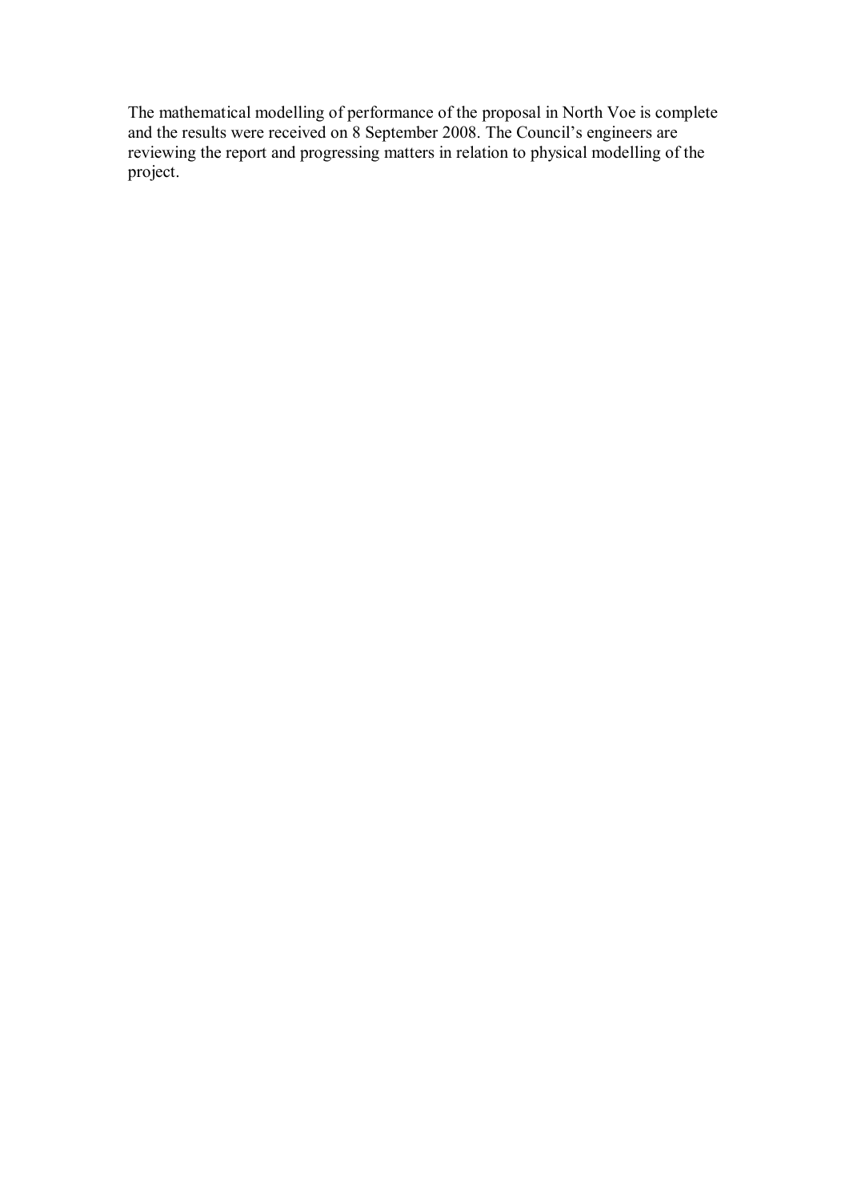The mathematical modelling of performance of the proposal in North Voe is complete and the results were received on 8 September 2008. The Council's engineers are reviewing the report and progressing matters in relation to physical modelling of the project.